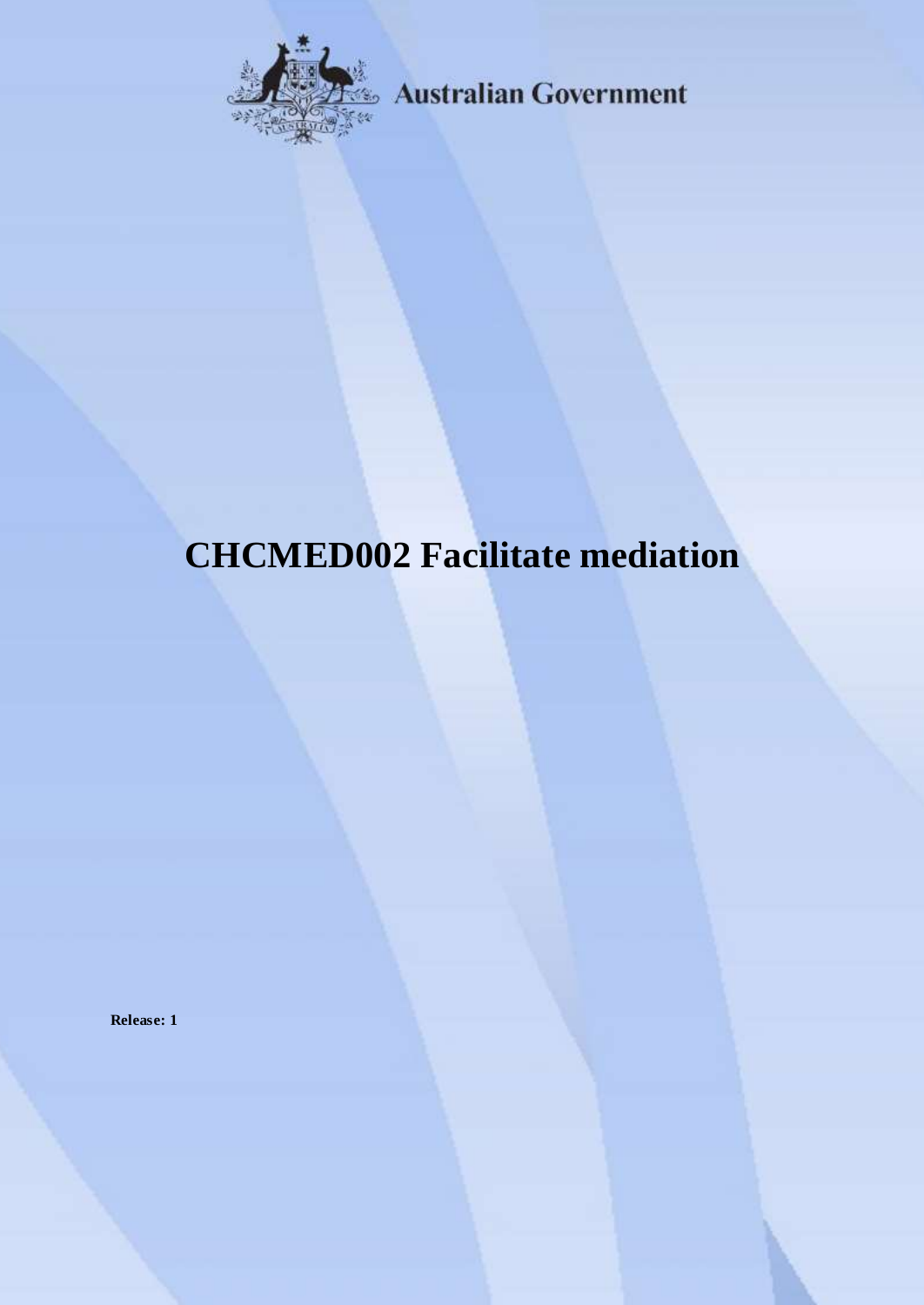Australian Government

# CHCMED002 Facilitate mediation

**Release: 1**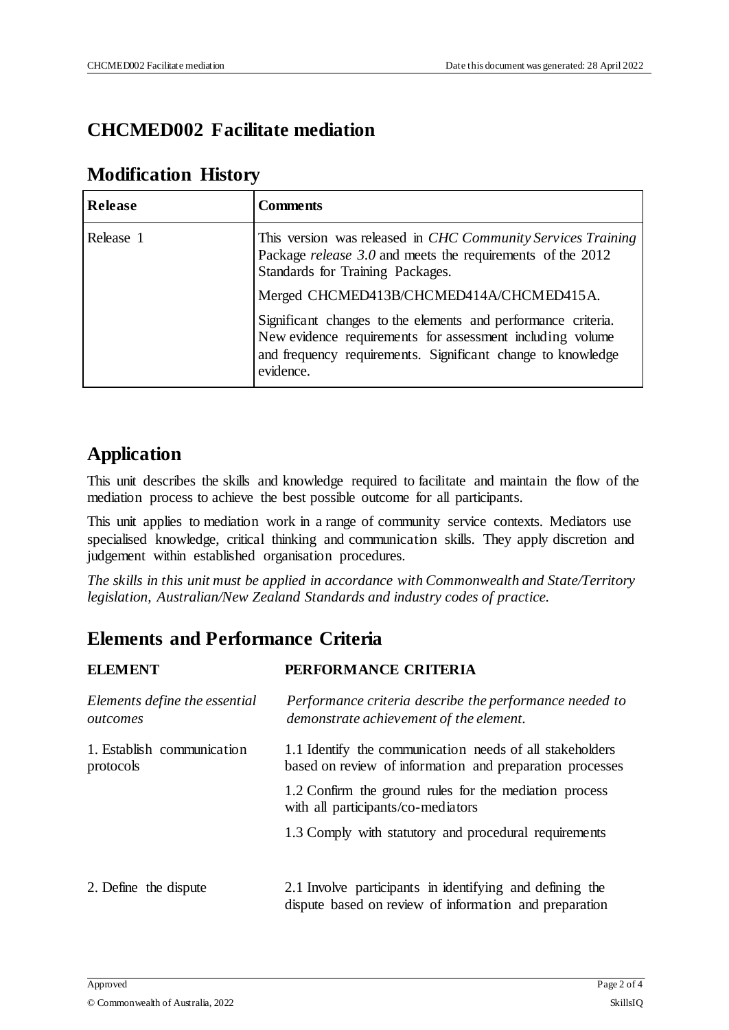# CHCMED002 Facilitate mediation

## Modification History

| Release | Comments |
| --- | --- |
| Release 1 | This version was released in *CHC Community Services Training* Package *release 3.0* and meets the requirements of the 2012 Standards for Training Packages.<br><br>Merged CHCMED413B/CHCMED414A/CHCMED415A.<br><br>Significant changes to the elements and performance criteria. New evidence requirements for assessment including volume and frequency requirements. Significant change to knowledge evidence. |

## Application

This unit describes the skills and knowledge required to facilitate and maintain the flow of the mediation process to achieve the best possible outcome for all participants.

This unit applies to mediation work in a range of community service contexts. Mediators use specialised knowledge, critical thinking and communication skills. They apply discretion and judgement within established organisation procedures.

*The skills in this unit must be applied in accordance with Commonwealth and State/Territory legislation, Australian/New Zealand Standards and industry codes of practice.*

## Elements and Performance Criteria

| ELEMENT | PERFORMANCE CRITERIA |
| --- | --- |
| *Elements define the essential outcomes* | *Performance criteria describe the performance needed to demonstrate achievement of the element.* |
| 1. Establish communication protocols | 1.1 Identify the communication needs of all stakeholders based on review of information and preparation processes<br><br>1.2 Confirm the ground rules for the mediation process with all participants/co-mediators<br><br>1.3 Comply with statutory and procedural requirements |
| 2. Define the dispute | 2.1 Involve participants in identifying and defining the dispute based on review of information and preparation |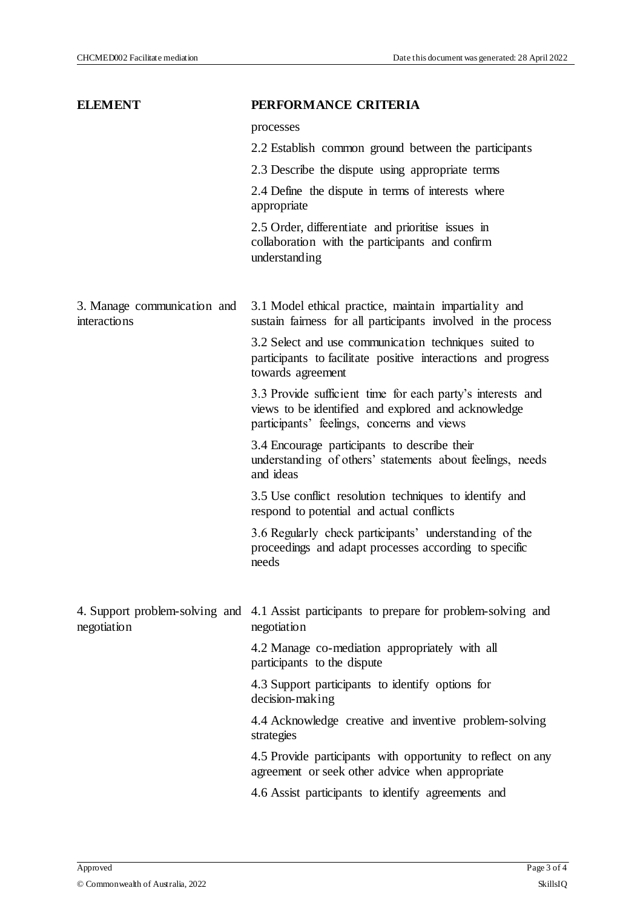| ELEMENT | PERFORMANCE CRITERIA |
| --- | --- |
| | processes |
| | 2.2 Establish common ground between the participants |
| | 2.3 Describe the dispute using appropriate terms |
| | 2.4 Define the dispute in terms of interests where appropriate |
| | 2.5 Order, differentiate and prioritise issues in collaboration with the participants and confirm understanding |
| 3. Manage communication and interactions | 3.1 Model ethical practice, maintain impartiality and sustain fairness for all participants involved in the process |
| | 3.2 Select and use communication techniques suited to participants to facilitate positive interactions and progress towards agreement |
| | 3.3 Provide sufficient time for each party's interests and views to be identified and explored and acknowledge participants' feelings, concerns and views |
| | 3.4 Encourage participants to describe their understanding of others' statements about feelings, needs and ideas |
| | 3.5 Use conflict resolution techniques to identify and respond to potential and actual conflicts |
| | 3.6 Regularly check participants' understanding of the proceedings and adapt processes according to specific needs |
| 4. Support problem-solving and negotiation | 4.1 Assist participants to prepare for problem-solving and negotiation |
| | 4.2 Manage co-mediation appropriately with all participants to the dispute |
| | 4.3 Support participants to identify options for decision-making |
| | 4.4 Acknowledge creative and inventive problem-solving strategies |
| | 4.5 Provide participants with opportunity to reflect on any agreement or seek other advice when appropriate |
| | 4.6 Assist participants to identify agreements and |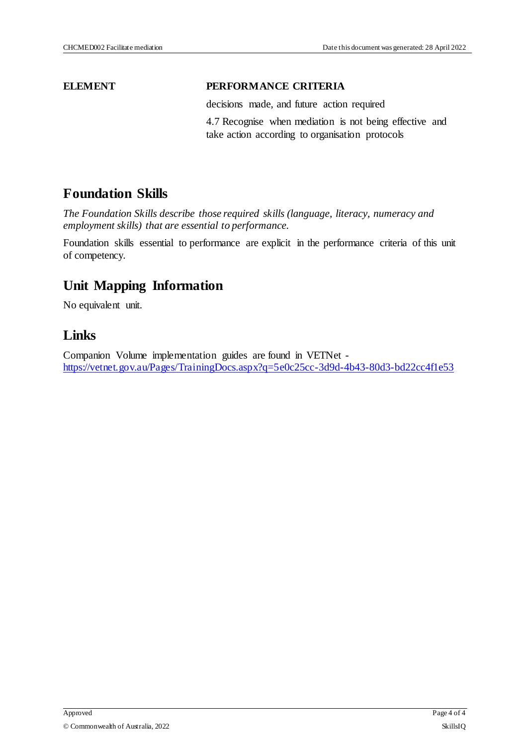| ELEMENT | PERFORMANCE CRITERIA |
| --- | --- |
| | decisions made, and future action required |
| | 4.7 Recognise when mediation is not being effective and take action according to organisation protocols |

## Foundation Skills

*The Foundation Skills describe those required skills (language, literacy, numeracy and employment skills) that are essential to performance.*

Foundation skills essential to performance are explicit in the performance criteria of this unit of competency.

## Unit Mapping Information

No equivalent unit.

## Links

Companion Volume implementation guides are found in VETNet - https://vetnet.gov.au/Pages/TrainingDocs.aspx?q=5e0c25cc-3d9d-4b43-80d3-bd22cc4f1e53